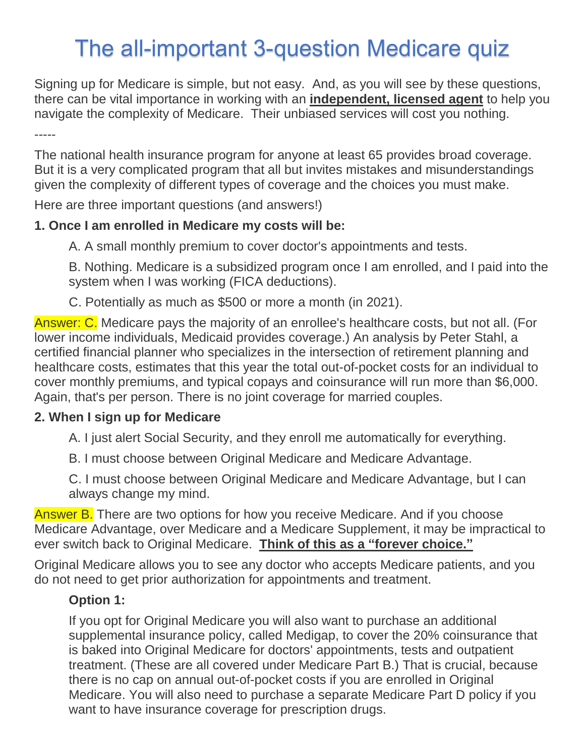# The all-important 3-question Medicare quiz

Signing up for Medicare is simple, but not easy. And, as you will see by these questions, there can be vital importance in working with an **independent, licensed agent** to help you navigate the complexity of Medicare. Their unbiased services will cost you nothing.

-----

The national health insurance program for anyone at least 65 provides broad coverage. But it is a very complicated program that all but invites mistakes and misunderstandings given the complexity of different types of coverage and the choices you must make.

Here are three important questions (and answers!)

**1. Once I am enrolled in Medicare my costs will be:**

> A. A small monthly premium to cover doctor's appointments and tests.
>
> B. Nothing. Medicare is a subsidized program once I am enrolled, and I paid into the system when I was working (FICA deductions).
>
> C. Potentially as much as $500 or more a month (in 2021).

Answer: C. Medicare pays the majority of an enrollee's healthcare costs, but not all. (For lower income individuals, Medicaid provides coverage.) An analysis by Peter Stahl, a certified financial planner who specializes in the intersection of retirement planning and healthcare costs, estimates that this year the total out-of-pocket costs for an individual to cover monthly premiums, and typical copays and coinsurance will run more than $6,000. Again, that's per person. There is no joint coverage for married couples.

**2. When I sign up for Medicare**

> A. I just alert Social Security, and they enroll me automatically for everything.
>
> B. I must choose between Original Medicare and Medicare Advantage.
>
> C. I must choose between Original Medicare and Medicare Advantage, but I can always change my mind.

Answer B. There are two options for how you receive Medicare. And if you choose Medicare Advantage, over Medicare and a Medicare Supplement, it may be impractical to ever switch back to Original Medicare. **Think of this as a "forever choice."**

Original Medicare allows you to see any doctor who accepts Medicare patients, and you do not need to get prior authorization for appointments and treatment.

> **Option 1:**
>
> If you opt for Original Medicare you will also want to purchase an additional supplemental insurance policy, called Medigap, to cover the 20% coinsurance that is baked into Original Medicare for doctors' appointments, tests and outpatient treatment. (These are all covered under Medicare Part B.) That is crucial, because there is no cap on annual out-of-pocket costs if you are enrolled in Original Medicare. You will also need to purchase a separate Medicare Part D policy if you want to have insurance coverage for prescription drugs.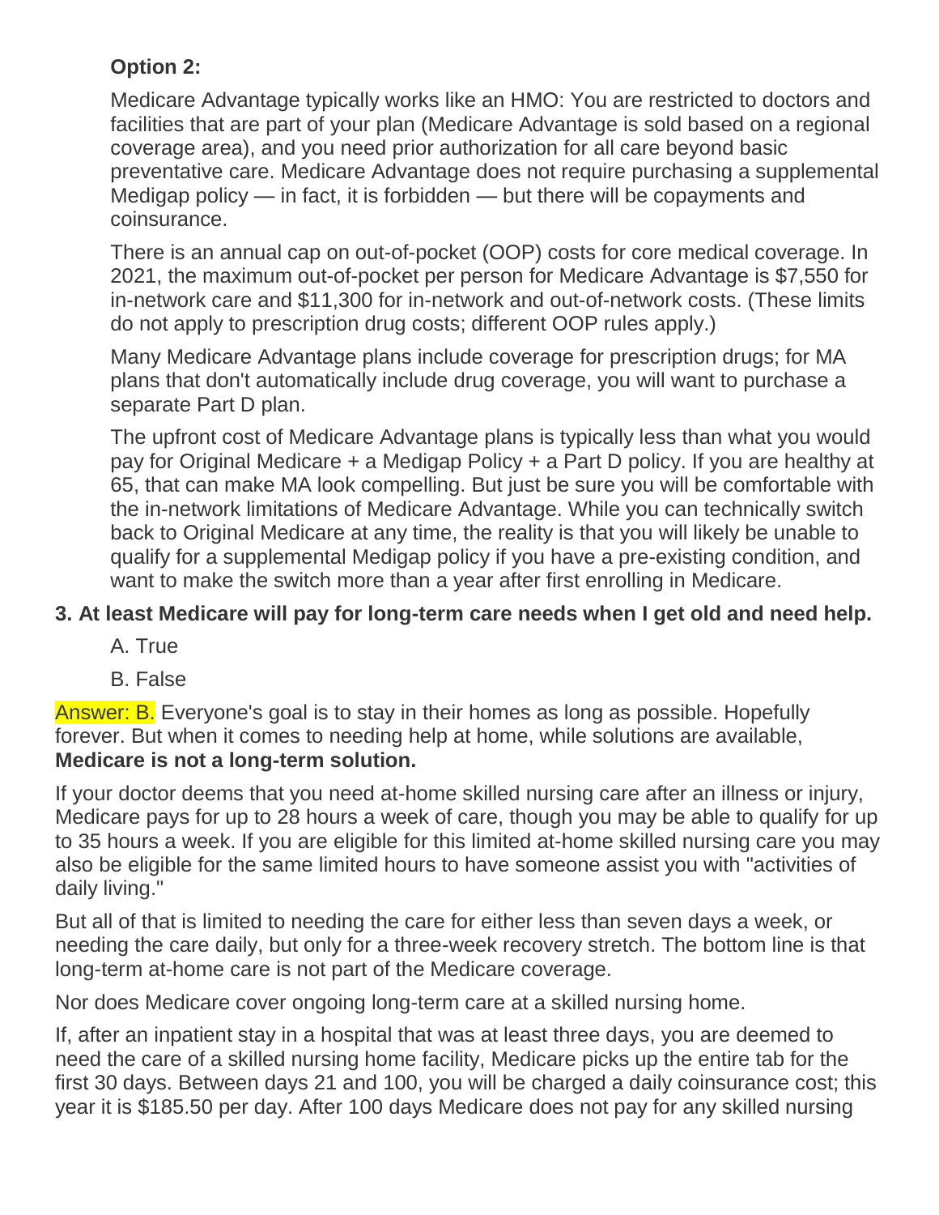**Option 2:**

Medicare Advantage typically works like an HMO: You are restricted to doctors and facilities that are part of your plan (Medicare Advantage is sold based on a regional coverage area), and you need prior authorization for all care beyond basic preventative care. Medicare Advantage does not require purchasing a supplemental Medigap policy — in fact, it is forbidden — but there will be copayments and coinsurance.

There is an annual cap on out-of-pocket (OOP) costs for core medical coverage. In 2021, the maximum out-of-pocket per person for Medicare Advantage is $7,550 for in-network care and $11,300 for in-network and out-of-network costs. (These limits do not apply to prescription drug costs; different OOP rules apply.)

Many Medicare Advantage plans include coverage for prescription drugs; for MA plans that don't automatically include drug coverage, you will want to purchase a separate Part D plan.

The upfront cost of Medicare Advantage plans is typically less than what you would pay for Original Medicare + a Medigap Policy + a Part D policy. If you are healthy at 65, that can make MA look compelling. But just be sure you will be comfortable with the in-network limitations of Medicare Advantage. While you can technically switch back to Original Medicare at any time, the reality is that you will likely be unable to qualify for a supplemental Medigap policy if you have a pre-existing condition, and want to make the switch more than a year after first enrolling in Medicare.

**3. At least Medicare will pay for long-term care needs when I get old and need help.**

A. True

B. False

Answer: B. Everyone's goal is to stay in their homes as long as possible. Hopefully forever. But when it comes to needing help at home, while solutions are available, **Medicare is not a long-term solution.**

If your doctor deems that you need at-home skilled nursing care after an illness or injury, Medicare pays for up to 28 hours a week of care, though you may be able to qualify for up to 35 hours a week. If you are eligible for this limited at-home skilled nursing care you may also be eligible for the same limited hours to have someone assist you with "activities of daily living."

But all of that is limited to needing the care for either less than seven days a week, or needing the care daily, but only for a three-week recovery stretch. The bottom line is that long-term at-home care is not part of the Medicare coverage.

Nor does Medicare cover ongoing long-term care at a skilled nursing home.

If, after an inpatient stay in a hospital that was at least three days, you are deemed to need the care of a skilled nursing home facility, Medicare picks up the entire tab for the first 30 days. Between days 21 and 100, you will be charged a daily coinsurance cost; this year it is $185.50 per day. After 100 days Medicare does not pay for any skilled nursing